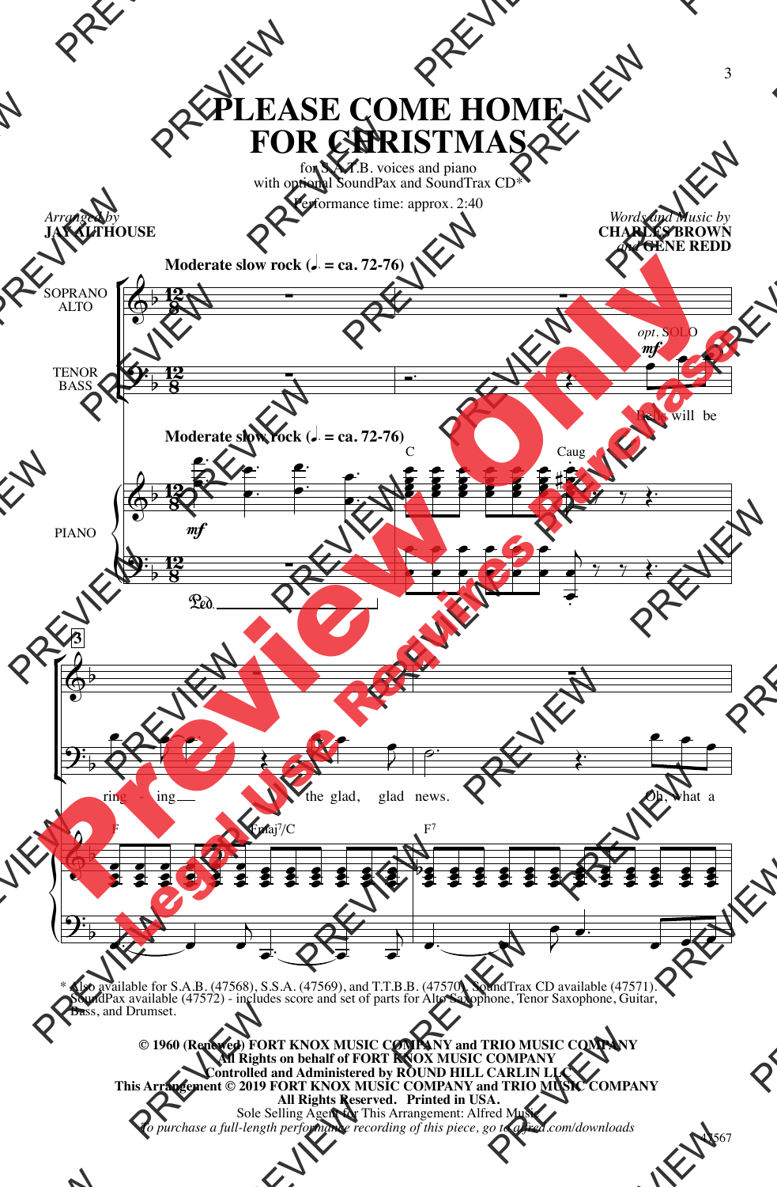# PLEASE COME HOME FOR CHRISTMAS

for S.A.T.B. voices and piano
with optional SoundPax and SoundTrax CD*

Performance time: approx. 2:40

*Arranged by*
**JAY ALTHOUSE**

*Words and Music by*
**CHARLES BROWN**
*and* **GENE REDD**

**Moderate slow rock (♩. = ca. 72-76)**

SOPRANO ALTO

TENOR BASS

*opt.* SOLO *mf*

Bells will be ring - ing the glad, glad news. Oh, what a

PIANO

C Caug F Fmaj7/C F7

\* Also available for S.A.B. (47568), S.S.A. (47569), and T.T.B.B. (47570). SoundTrax CD available (47571). SoundPax available (47572) - includes score and set of parts for Alto Saxophone, Tenor Saxophone, Guitar, Bass, and Drumset.

**© 1960 (Renewed) FORT KNOX MUSIC COMPANY and TRIO MUSIC COMPANY**
**All Rights on behalf of FORT KNOX MUSIC COMPANY**
**Controlled and Administered by ROUND HILL CARLIN LLC**
**This Arrangement © 2019 FORT KNOX MUSIC COMPANY and TRIO MUSIC COMPANY**
**All Rights Reserved. Printed in USA.**
Sole Selling Agent for This Arrangement: Alfred Music
*To purchase a full-length performance recording of this piece, go to alfred.com/downloads*

47567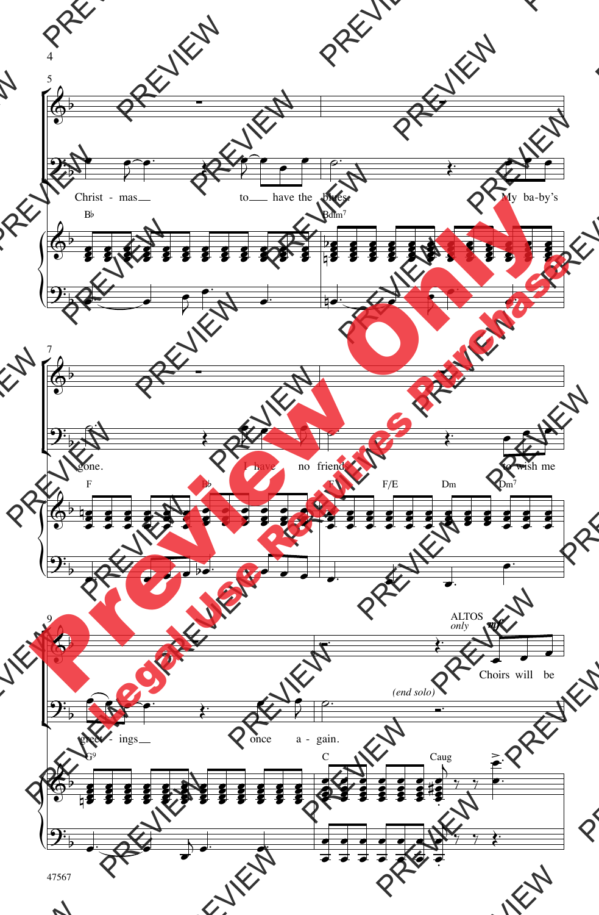Christ - mas to have the blues. My ba-by's

B♭ Bdim7

gone. I have no friend to wish me

F E♭ F F/E Dm Dm7

greet - ings once a - gain. *(end solo)*

ALTOS *only* *mf*

Choirs will be

G9 C Caug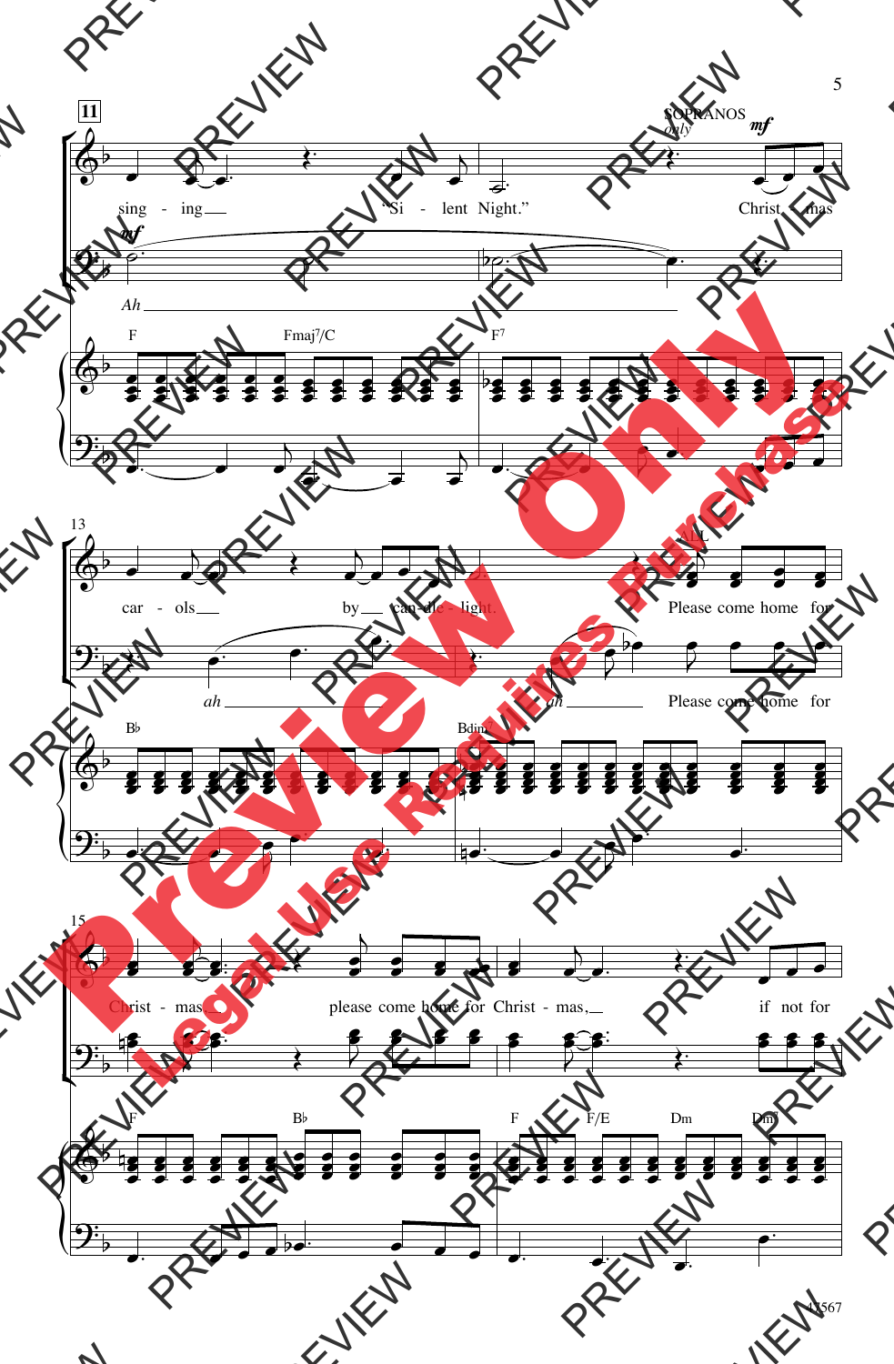**11**

SOPRANOS *only* *mf*

sing - ing "Si - lent Night." Christ - mas

*mf*

*Ah*

F Fmaj7/C F7

13

car - ols by can - dle - light. ALL Please come home for

*ah* *ah* Please come home for

B♭ Bdim7

15

Christ - mas, please come home for Christ - mas, if not for

F B♭ F F/E Dm Dm7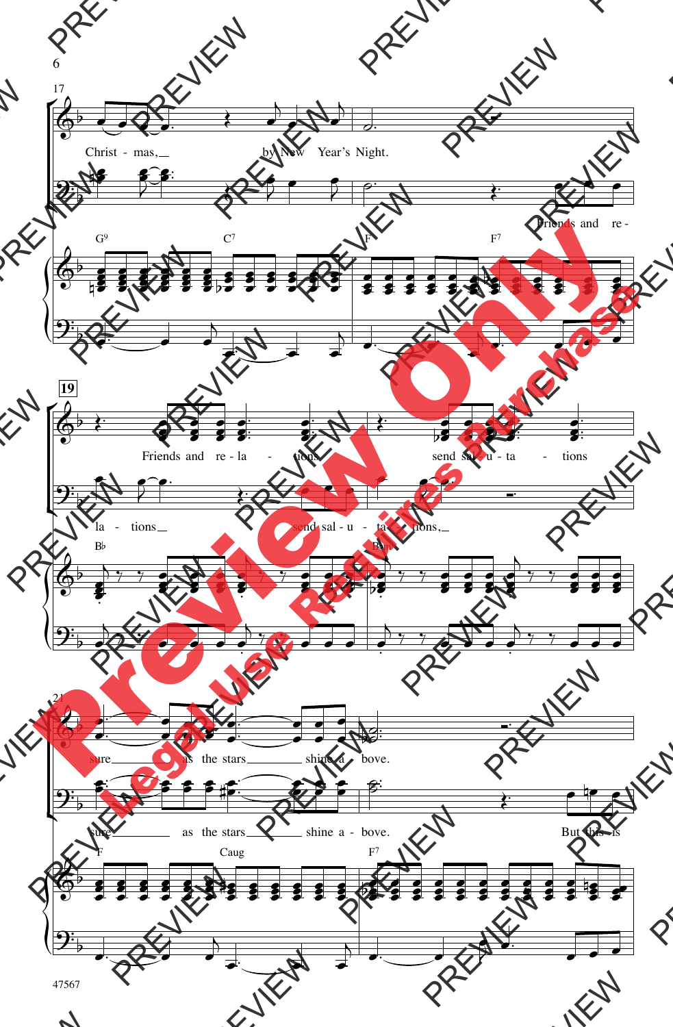17

Christ - mas, by New Year's Night.

Friends and re -

G9 C7 F F7

19

Friends and re - la - tions send sal - u - ta - tions

la - tions send sal - u - ta - tions,

B♭ B♭m

21

sure as the stars shine a - bove.

sure as the stars shine a - bove. But this is

F Caug F7

47567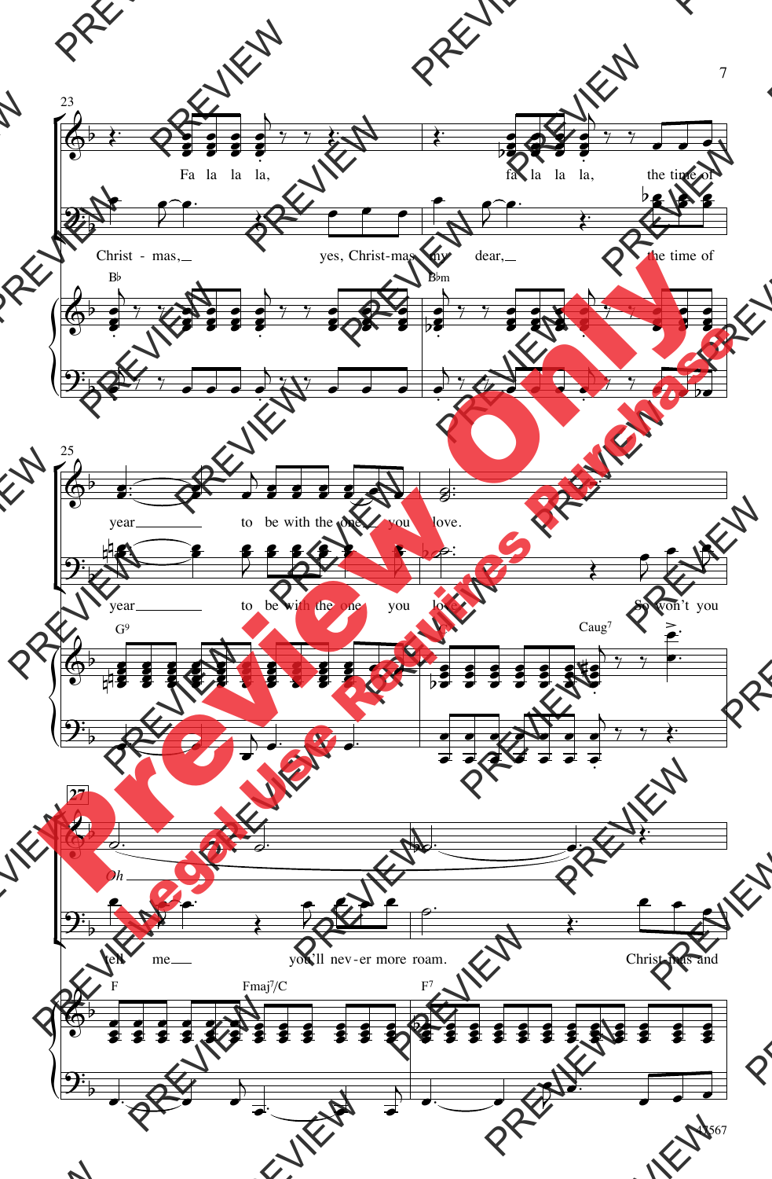23

Fa la la la, fa la la la, the time of

Christ - mas, yes, Christ-mas my dear, the time of

B♭ B♭m

25

year to be with the one you love.

year to be with the one you love. So won't you

G⁹ Caug⁷

27

*Oh*

tell me you'll nev-er more roam. Christ-mas and

F Fmaj⁷/C F⁷

47567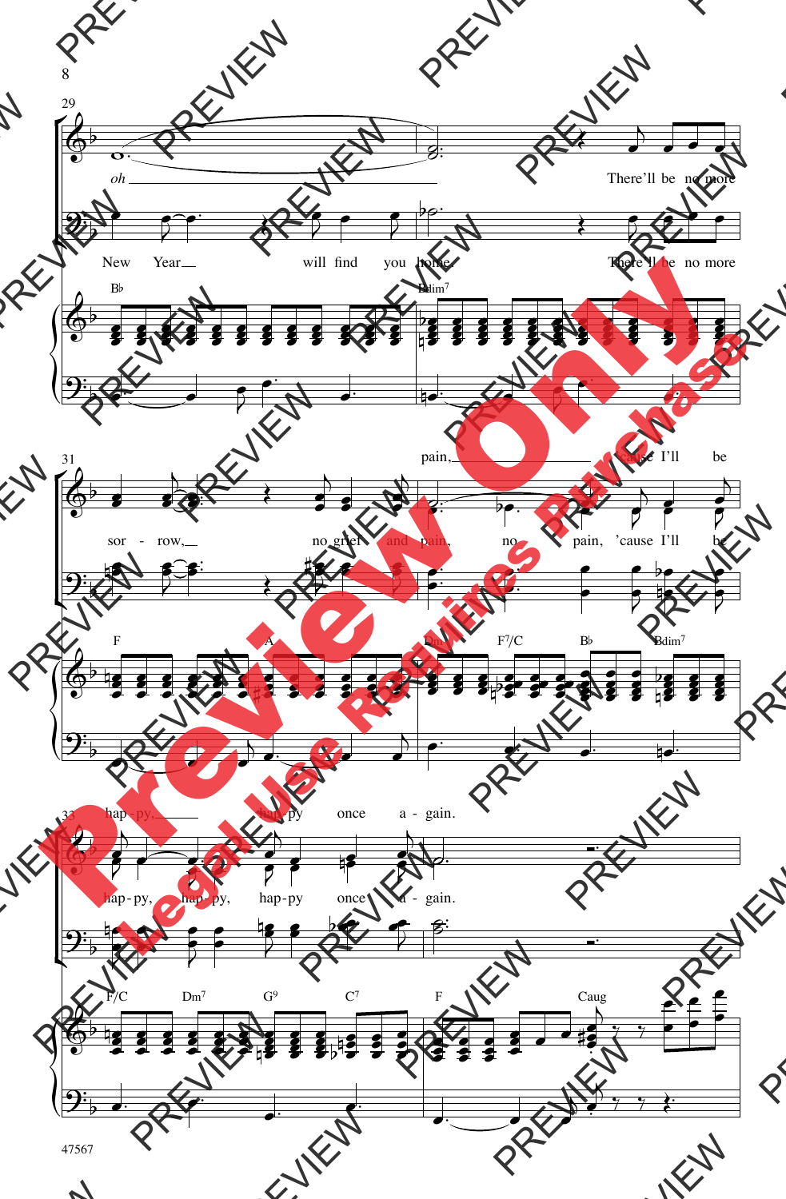29

*oh*

There'll be no more

New Year will find you home. There'll be no more

B♭ Bdim7

31

pain, 'cause I'll be

sor - row, no grief and pain, no pain, 'cause I'll be

F A Dm F7/C B♭ Bdim7

33

hap - py, hap - py once a - gain.

hap - py, hap - py, hap - py once a - gain.

F/C Dm7 G9 C7 F Caug

47567